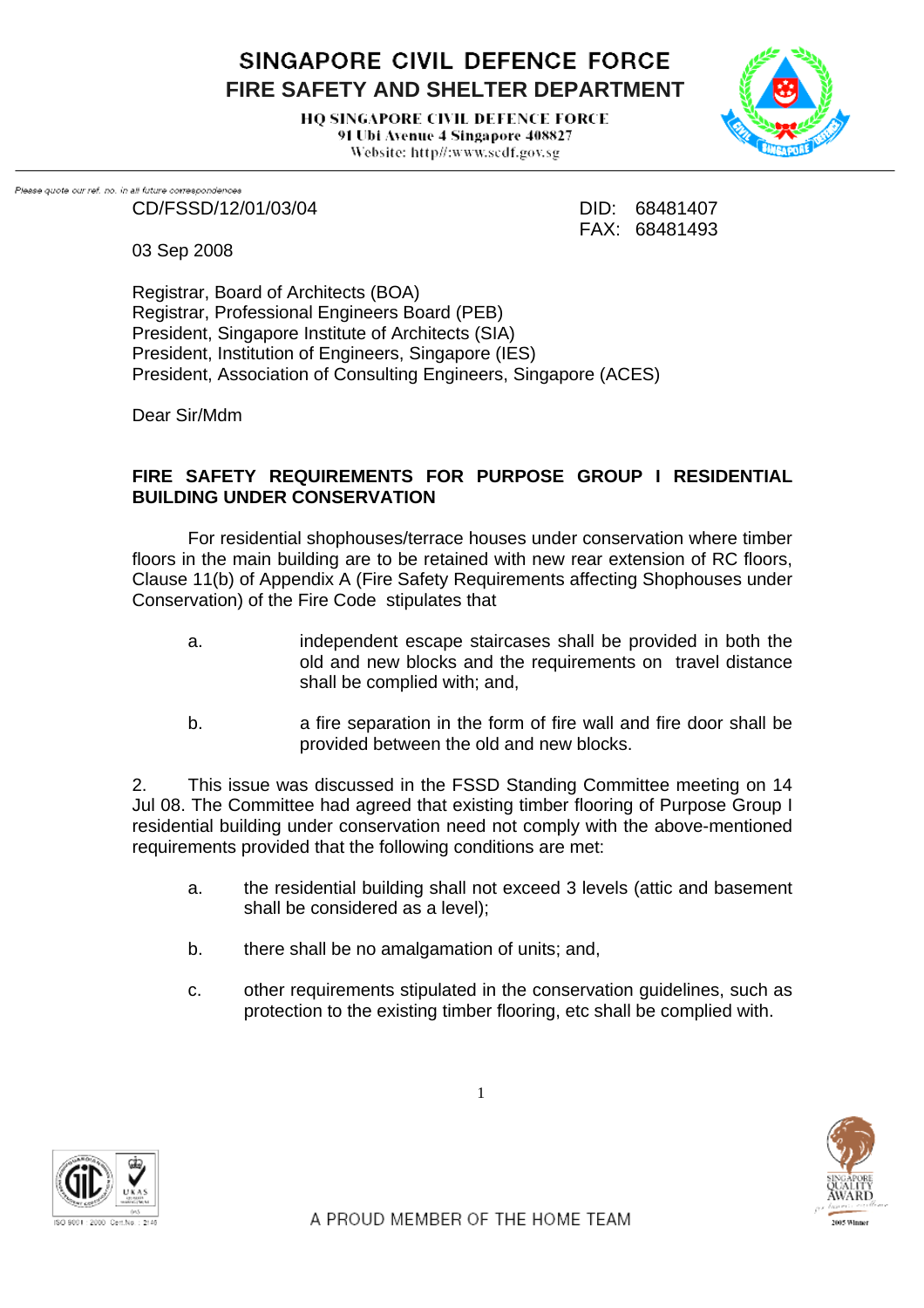# SINGAPORE CIVIL DEFENCE FORCE
## FIRE SAFETY AND SHELTER DEPARTMENT

HQ SINGAPORE CIVIL DEFENCE FORCE
91 Ubi Avenue 4 Singapore 408827
Website: http//:www.scdf.gov.sg

*Please quote our ref. no. in all future correspondences*

CD/FSSD/12/01/03/04

DID: 68481407
FAX: 68481493

03 Sep 2008

Registrar, Board of Architects (BOA)
Registrar, Professional Engineers Board (PEB)
President, Singapore Institute of Architects (SIA)
President, Institution of Engineers, Singapore (IES)
President, Association of Consulting Engineers, Singapore (ACES)

Dear Sir/Mdm

**FIRE SAFETY REQUIREMENTS FOR PURPOSE GROUP I RESIDENTIAL BUILDING UNDER CONSERVATION**

For residential shophouses/terrace houses under conservation where timber floors in the main building are to be retained with new rear extension of RC floors, Clause 11(b) of Appendix A (Fire Safety Requirements affecting Shophouses under Conservation) of the Fire Code stipulates that

a. independent escape staircases shall be provided in both the old and new blocks and the requirements on travel distance shall be complied with; and,

b. a fire separation in the form of fire wall and fire door shall be provided between the old and new blocks.

2. This issue was discussed in the FSSD Standing Committee meeting on 14 Jul 08. The Committee had agreed that existing timber flooring of Purpose Group I residential building under conservation need not comply with the above-mentioned requirements provided that the following conditions are met:

a. the residential building shall not exceed 3 levels (attic and basement shall be considered as a level);

b. there shall be no amalgamation of units; and,

c. other requirements stipulated in the conservation guidelines, such as protection to the existing timber flooring, etc shall be complied with.

A PROUD MEMBER OF THE HOME TEAM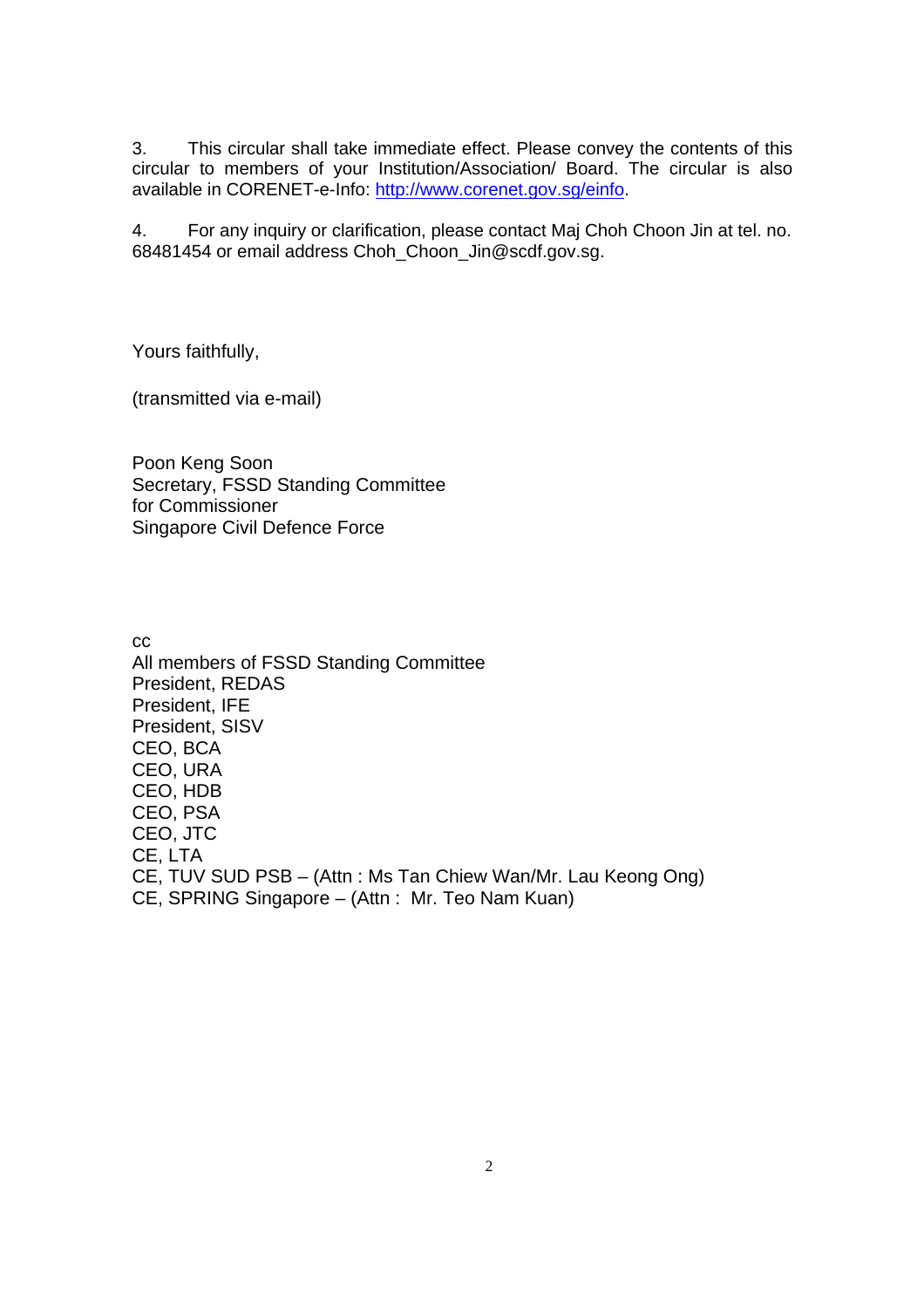3. This circular shall take immediate effect. Please convey the contents of this circular to members of your Institution/Association/ Board. The circular is also available in CORENET-e-Info: http://www.corenet.gov.sg/einfo.

4. For any inquiry or clarification, please contact Maj Choh Choon Jin at tel. no. 68481454 or email address Choh_Choon_Jin@scdf.gov.sg.

Yours faithfully,

(transmitted via e-mail)

Poon Keng Soon
Secretary, FSSD Standing Committee
for Commissioner
Singapore Civil Defence Force

cc
All members of FSSD Standing Committee
President, REDAS
President, IFE
President, SISV
CEO, BCA
CEO, URA
CEO, HDB
CEO, PSA
CEO, JTC
CE, LTA
CE, TUV SUD PSB – (Attn : Ms Tan Chiew Wan/Mr. Lau Keong Ong)
CE, SPRING Singapore – (Attn : Mr. Teo Nam Kuan)